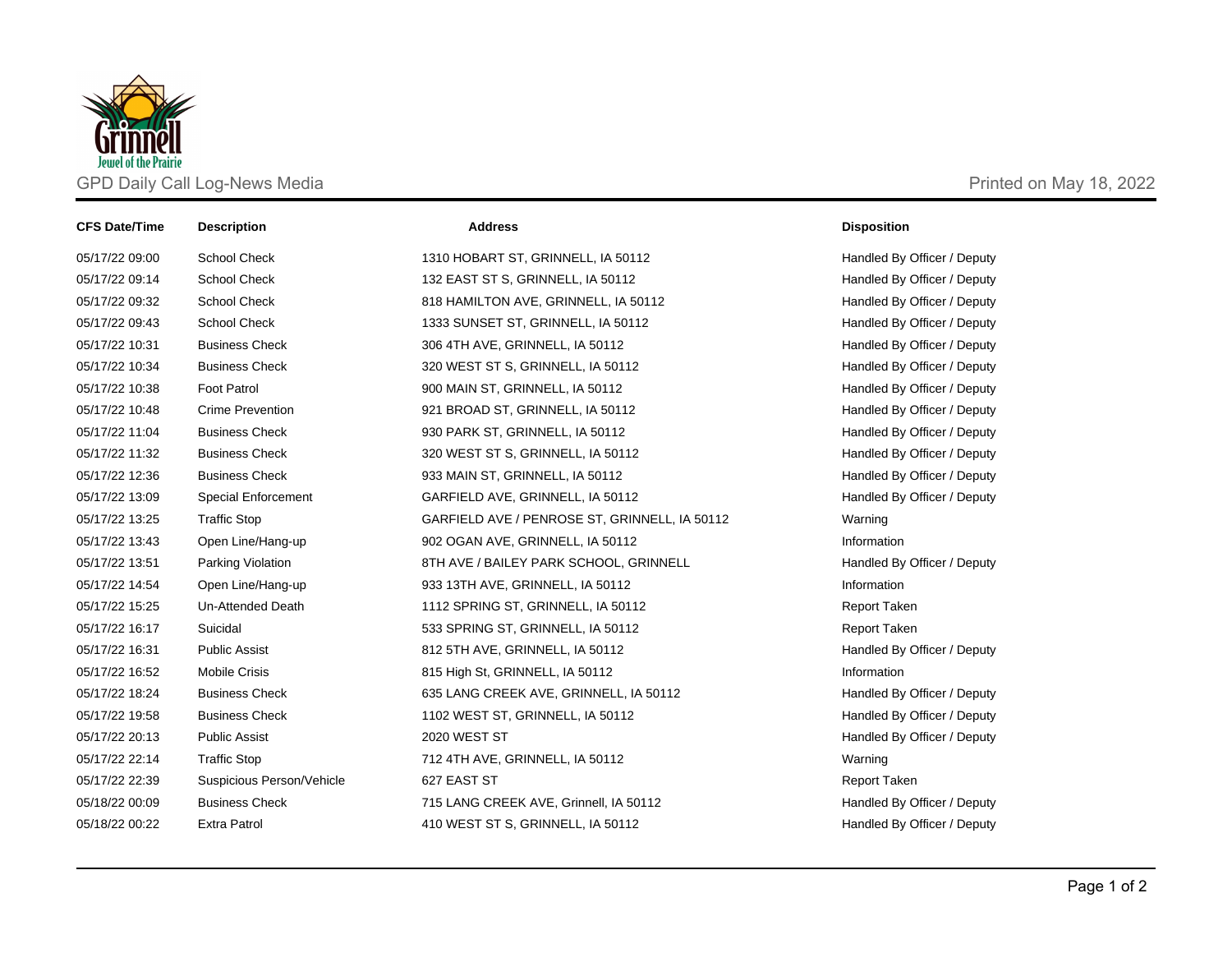GPD Daily Call Log-News Media

Printed on May 18, 2022

| CFS Date/Time | Description | Address | Disposition |
|---|---|---|---|
| 05/17/22 09:00 | School Check | 1310 HOBART ST, GRINNELL, IA 50112 | Handled By Officer / Deputy |
| 05/17/22 09:14 | School Check | 132 EAST ST S, GRINNELL, IA 50112 | Handled By Officer / Deputy |
| 05/17/22 09:32 | School Check | 818 HAMILTON AVE, GRINNELL, IA 50112 | Handled By Officer / Deputy |
| 05/17/22 09:43 | School Check | 1333 SUNSET ST, GRINNELL, IA 50112 | Handled By Officer / Deputy |
| 05/17/22 10:31 | Business Check | 306 4TH AVE, GRINNELL, IA 50112 | Handled By Officer / Deputy |
| 05/17/22 10:34 | Business Check | 320 WEST ST S, GRINNELL, IA 50112 | Handled By Officer / Deputy |
| 05/17/22 10:38 | Foot Patrol | 900 MAIN ST, GRINNELL, IA 50112 | Handled By Officer / Deputy |
| 05/17/22 10:48 | Crime Prevention | 921 BROAD ST, GRINNELL, IA 50112 | Handled By Officer / Deputy |
| 05/17/22 11:04 | Business Check | 930 PARK ST, GRINNELL, IA 50112 | Handled By Officer / Deputy |
| 05/17/22 11:32 | Business Check | 320 WEST ST S, GRINNELL, IA 50112 | Handled By Officer / Deputy |
| 05/17/22 12:36 | Business Check | 933 MAIN ST, GRINNELL, IA 50112 | Handled By Officer / Deputy |
| 05/17/22 13:09 | Special Enforcement | GARFIELD AVE, GRINNELL, IA 50112 | Handled By Officer / Deputy |
| 05/17/22 13:25 | Traffic Stop | GARFIELD AVE / PENROSE ST, GRINNELL, IA 50112 | Warning |
| 05/17/22 13:43 | Open Line/Hang-up | 902 OGAN AVE, GRINNELL, IA 50112 | Information |
| 05/17/22 13:51 | Parking Violation | 8TH AVE / BAILEY PARK SCHOOL, GRINNELL | Handled By Officer / Deputy |
| 05/17/22 14:54 | Open Line/Hang-up | 933 13TH AVE, GRINNELL, IA 50112 | Information |
| 05/17/22 15:25 | Un-Attended Death | 1112 SPRING ST, GRINNELL, IA 50112 | Report Taken |
| 05/17/22 16:17 | Suicidal | 533 SPRING ST, GRINNELL, IA 50112 | Report Taken |
| 05/17/22 16:31 | Public Assist | 812 5TH AVE, GRINNELL, IA 50112 | Handled By Officer / Deputy |
| 05/17/22 16:52 | Mobile Crisis | 815 High St, GRINNELL, IA 50112 | Information |
| 05/17/22 18:24 | Business Check | 635 LANG CREEK AVE, GRINNELL, IA 50112 | Handled By Officer / Deputy |
| 05/17/22 19:58 | Business Check | 1102 WEST ST, GRINNELL, IA 50112 | Handled By Officer / Deputy |
| 05/17/22 20:13 | Public Assist | 2020 WEST ST | Handled By Officer / Deputy |
| 05/17/22 22:14 | Traffic Stop | 712 4TH AVE, GRINNELL, IA 50112 | Warning |
| 05/17/22 22:39 | Suspicious Person/Vehicle | 627 EAST ST | Report Taken |
| 05/18/22 00:09 | Business Check | 715 LANG CREEK AVE, Grinnell, IA 50112 | Handled By Officer / Deputy |
| 05/18/22 00:22 | Extra Patrol | 410 WEST ST S, GRINNELL, IA 50112 | Handled By Officer / Deputy |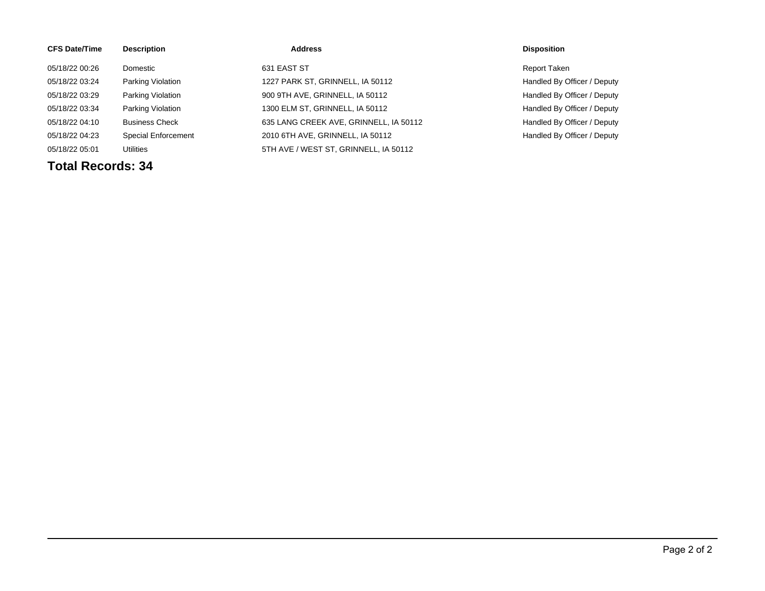| CFS Date/Time | Description | Address | Disposition |
| --- | --- | --- | --- |
| 05/18/22 00:26 | Domestic | 631 EAST ST | Report Taken |
| 05/18/22 03:24 | Parking Violation | 1227 PARK ST, GRINNELL, IA 50112 | Handled By Officer / Deputy |
| 05/18/22 03:29 | Parking Violation | 900 9TH AVE, GRINNELL, IA 50112 | Handled By Officer / Deputy |
| 05/18/22 03:34 | Parking Violation | 1300 ELM ST, GRINNELL, IA 50112 | Handled By Officer / Deputy |
| 05/18/22 04:10 | Business Check | 635 LANG CREEK AVE, GRINNELL, IA 50112 | Handled By Officer / Deputy |
| 05/18/22 04:23 | Special Enforcement | 2010 6TH AVE, GRINNELL, IA 50112 | Handled By Officer / Deputy |
| 05/18/22 05:01 | Utilities | 5TH AVE / WEST ST, GRINNELL, IA 50112 | |

## Total Records: 34